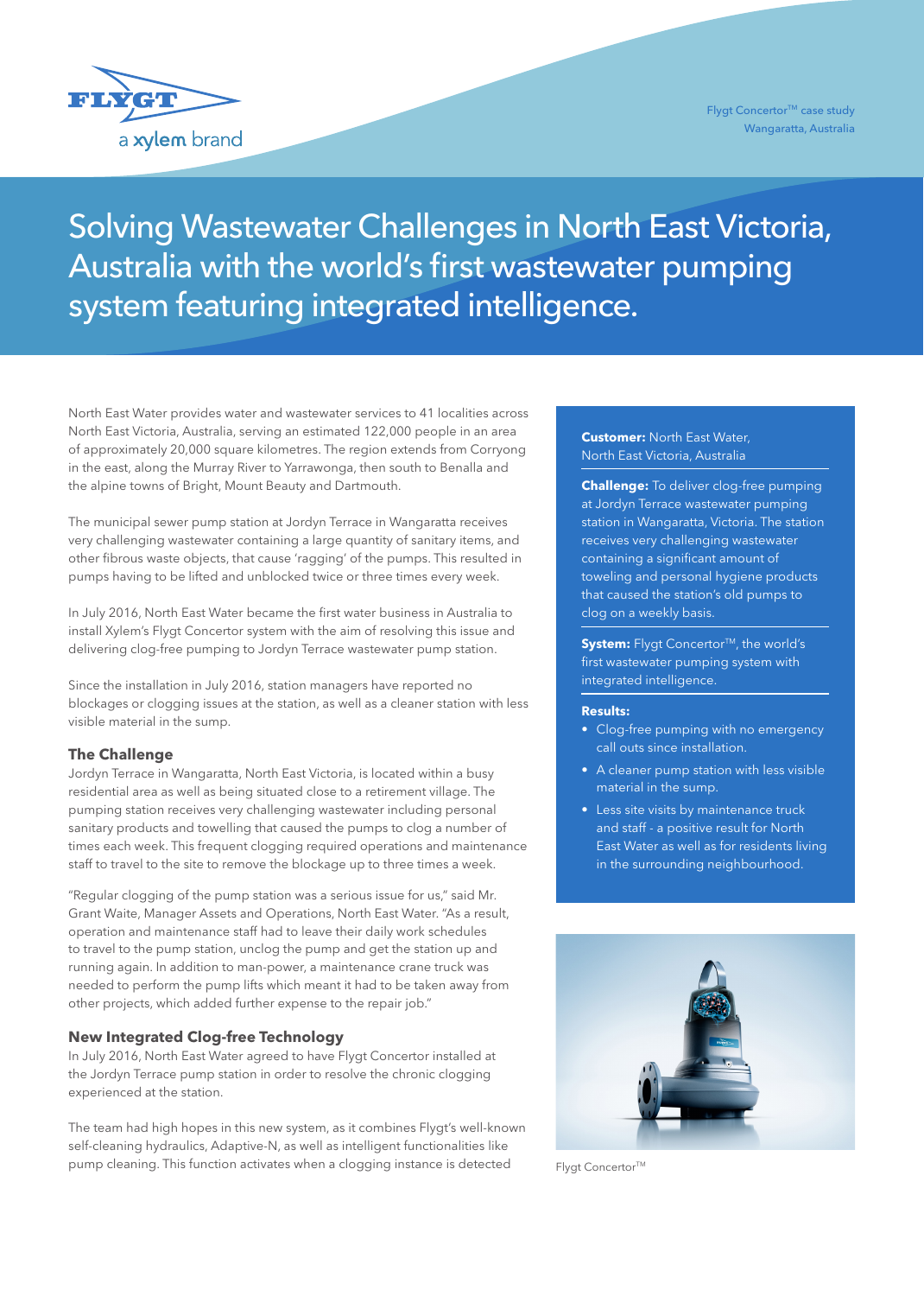Flygt Concertor™ case study
Wangaratta, Australia

# Solving Wastewater Challenges in North East Victoria, Australia with the world's first wastewater pumping system featuring integrated intelligence.

North East Water provides water and wastewater services to 41 localities across North East Victoria, Australia, serving an estimated 122,000 people in an area of approximately 20,000 square kilometres. The region extends from Corryong in the east, along the Murray River to Yarrawonga, then south to Benalla and the alpine towns of Bright, Mount Beauty and Dartmouth.

The municipal sewer pump station at Jordyn Terrace in Wangaratta receives very challenging wastewater containing a large quantity of sanitary items, and other fibrous waste objects, that cause 'ragging' of the pumps. This resulted in pumps having to be lifted and unblocked twice or three times every week.

In July 2016, North East Water became the first water business in Australia to install Xylem's Flygt Concertor system with the aim of resolving this issue and delivering clog-free pumping to Jordyn Terrace wastewater pump station.

Since the installation in July 2016, station managers have reported no blockages or clogging issues at the station, as well as a cleaner station with less visible material in the sump.

## The Challenge

Jordyn Terrace in Wangaratta, North East Victoria, is located within a busy residential area as well as being situated close to a retirement village. The pumping station receives very challenging wastewater including personal sanitary products and towelling that caused the pumps to clog a number of times each week. This frequent clogging required operations and maintenance staff to travel to the site to remove the blockage up to three times a week.

"Regular clogging of the pump station was a serious issue for us," said Mr. Grant Waite, Manager Assets and Operations, North East Water. "As a result, operation and maintenance staff had to leave their daily work schedules to travel to the pump station, unclog the pump and get the station up and running again. In addition to man-power, a maintenance crane truck was needed to perform the pump lifts which meant it had to be taken away from other projects, which added further expense to the repair job."

## New Integrated Clog-free Technology

In July 2016, North East Water agreed to have Flygt Concertor installed at the Jordyn Terrace pump station in order to resolve the chronic clogging experienced at the station.

The team had high hopes in this new system, as it combines Flygt's well-known self-cleaning hydraulics, Adaptive-N, as well as intelligent functionalities like pump cleaning. This function activates when a clogging instance is detected

**Customer:** North East Water, North East Victoria, Australia

**Challenge:** To deliver clog-free pumping at Jordyn Terrace wastewater pumping station in Wangaratta, Victoria. The station receives very challenging wastewater containing a significant amount of toweling and personal hygiene products that caused the station's old pumps to clog on a weekly basis.

**System:** Flygt Concertor™, the world's first wastewater pumping system with integrated intelligence.

**Results:**

- Clog-free pumping with no emergency call outs since installation.
- A cleaner pump station with less visible material in the sump.
- Less site visits by maintenance truck and staff - a positive result for North East Water as well as for residents living in the surrounding neighbourhood.

Flygt Concertor™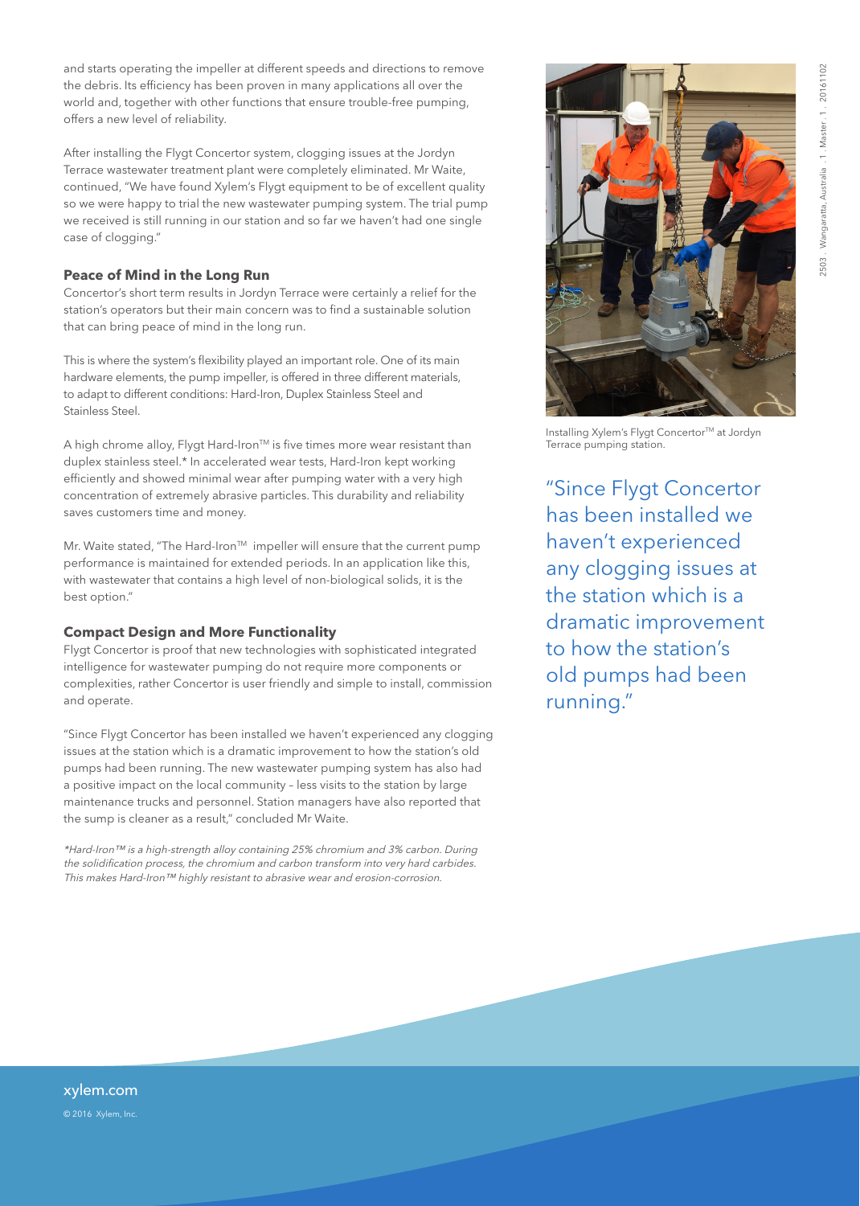and starts operating the impeller at different speeds and directions to remove the debris. Its efficiency has been proven in many applications all over the world and, together with other functions that ensure trouble-free pumping, offers a new level of reliability.

After installing the Flygt Concertor system, clogging issues at the Jordyn Terrace wastewater treatment plant were completely eliminated. Mr Waite, continued, "We have found Xylem's Flygt equipment to be of excellent quality so we were happy to trial the new wastewater pumping system. The trial pump we received is still running in our station and so far we haven't had one single case of clogging."

### Peace of Mind in the Long Run

Concertor's short term results in Jordyn Terrace were certainly a relief for the station's operators but their main concern was to find a sustainable solution that can bring peace of mind in the long run.

This is where the system's flexibility played an important role. One of its main hardware elements, the pump impeller, is offered in three different materials, to adapt to different conditions: Hard-Iron, Duplex Stainless Steel and Stainless Steel.

A high chrome alloy, Flygt Hard-Iron™ is five times more wear resistant than duplex stainless steel.* In accelerated wear tests, Hard-Iron kept working efficiently and showed minimal wear after pumping water with a very high concentration of extremely abrasive particles. This durability and reliability saves customers time and money.

Mr. Waite stated, "The Hard-Iron™ impeller will ensure that the current pump performance is maintained for extended periods. In an application like this, with wastewater that contains a high level of non-biological solids, it is the best option."

### Compact Design and More Functionality

Flygt Concertor is proof that new technologies with sophisticated integrated intelligence for wastewater pumping do not require more components or complexities, rather Concertor is user friendly and simple to install, commission and operate.

"Since Flygt Concertor has been installed we haven't experienced any clogging issues at the station which is a dramatic improvement to how the station's old pumps had been running. The new wastewater pumping system has also had a positive impact on the local community – less visits to the station by large maintenance trucks and personnel. Station managers have also reported that the sump is cleaner as a result," concluded Mr Waite.

*\*Hard-Iron™ is a high-strength alloy containing 25% chromium and 3% carbon. During the solidification process, the chromium and carbon transform into very hard carbides. This makes Hard-Iron™ highly resistant to abrasive wear and erosion-corrosion.*

Installing Xylem's Flygt Concertor™ at Jordyn Terrace pumping station.

> "Since Flygt Concertor has been installed we haven't experienced any clogging issues at the station which is a dramatic improvement to how the station's old pumps had been running."

2503 . Wangaratta, Australia . 1. Master. 1 . 20161102

xylem.com

© 2016 Xylem, Inc.